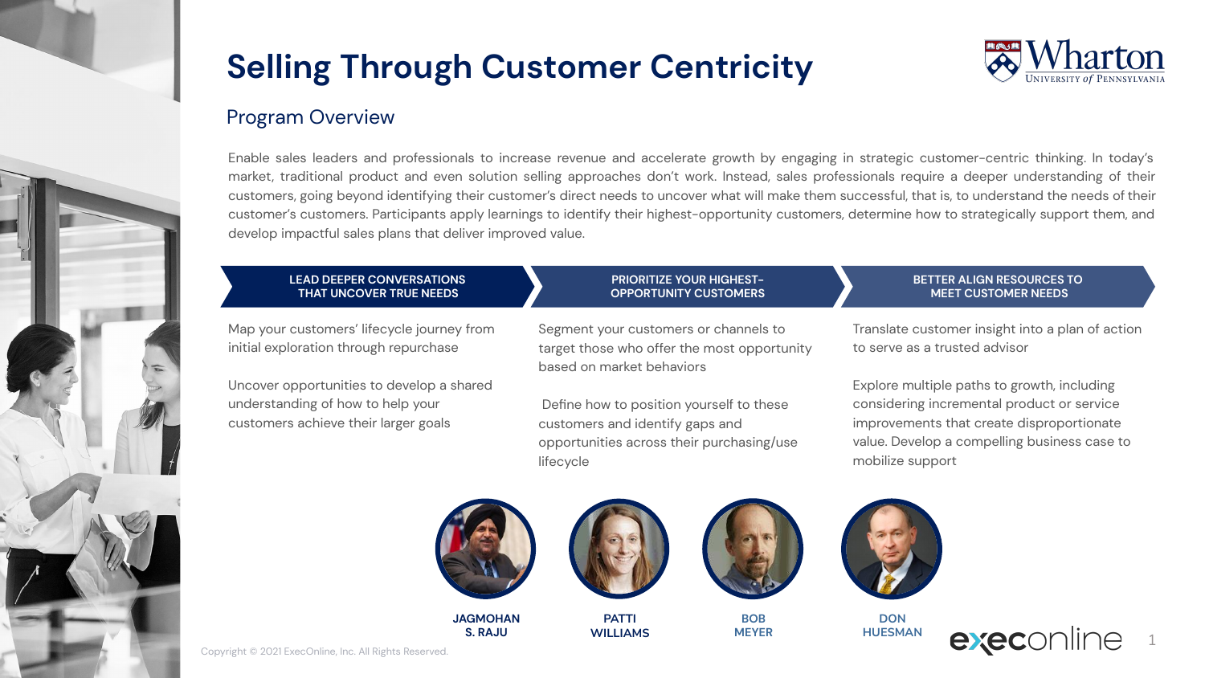# Selling Through Customer Centricity

## Program Overview

Enable sales leaders and professionals to increase revenue and accelerate growth by engaging in strategic customer-centric thinking. In today's market, traditional product and even solution selling approaches don't work. Instead, sales professionals require a deeper understanding of their customers, going beyond identifying their customer's direct needs to uncover what will make them successful, that is, to understand the needs of their customer's customers. Participants apply learnings to identify their highest-opportunity customers, determine how to strategically support them, and develop impactful sales plans that deliver improved value.

### LEAD DEEPER CONVERSATIONS THAT UNCOVER TRUE NEEDS

Map your customers' lifecycle journey from initial exploration through repurchase

Uncover opportunities to develop a shared understanding of how to help your customers achieve their larger goals

### PRIORITIZE YOUR HIGHEST-OPPORTUNITY CUSTOMERS

Segment your customers or channels to target those who offer the most opportunity based on market behaviors

Define how to position yourself to these customers and identify gaps and opportunities across their purchasing/use lifecycle

### BETTER ALIGN RESOURCES TO MEET CUSTOMER NEEDS

Translate customer insight into a plan of action to serve as a trusted advisor

Explore multiple paths to growth, including considering incremental product or service improvements that create disproportionate value. Develop a compelling business case to mobilize support

**JAGMOHAN S. RAJU** | **PATTI WILLIAMS** | **BOB MEYER** | **DON HUESMAN**

Copyright © 2021 ExecOnline, Inc. All Rights Reserved.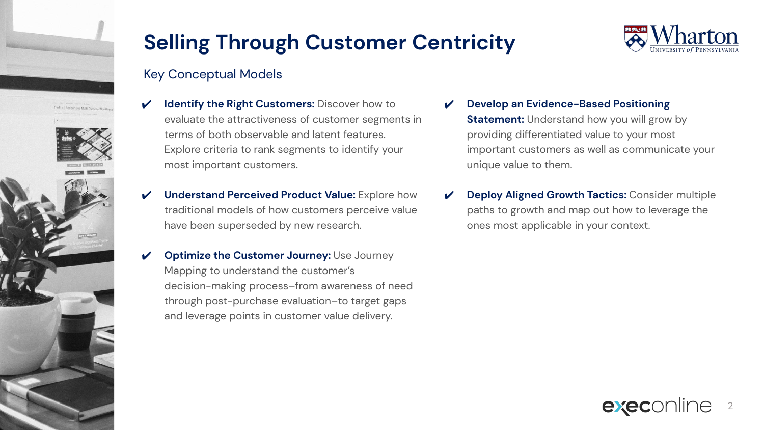# Selling Through Customer Centricity

## Key Conceptual Models

- **Identify the Right Customers:** Discover how to evaluate the attractiveness of customer segments in terms of both observable and latent features. Explore criteria to rank segments to identify your most important customers.
- **Understand Perceived Product Value:** Explore how traditional models of how customers perceive value have been superseded by new research.
- **Optimize the Customer Journey:** Use Journey Mapping to understand the customer's decision-making process–from awareness of need through post-purchase evaluation–to target gaps and leverage points in customer value delivery.
- **Develop an Evidence-Based Positioning Statement:** Understand how you will grow by providing differentiated value to your most important customers as well as communicate your unique value to them.
- **Deploy Aligned Growth Tactics:** Consider multiple paths to growth and map out how to leverage the ones most applicable in your context.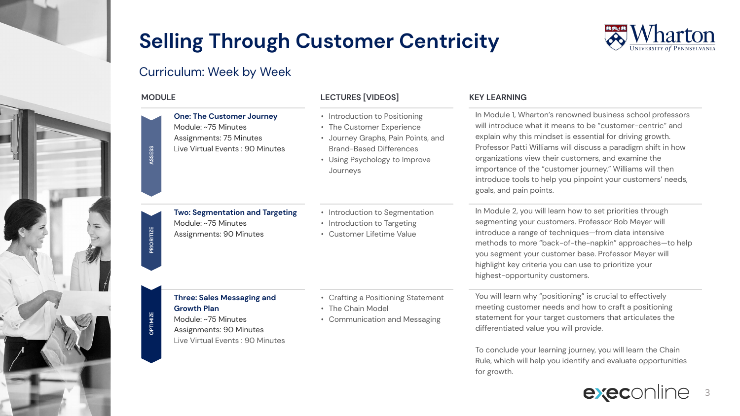# Selling Through Customer Centricity

## Curriculum: Week by Week

| MODULE | LECTURES [VIDEOS] | KEY LEARNING |
|---|---|---|
| ASSESS<br>**One: The Customer Journey**<br>Module: ~75 Minutes<br>Assignments: 75 Minutes<br>Live Virtual Events : 90 Minutes | • Introduction to Positioning<br>• The Customer Experience<br>• Journey Graphs, Pain Points, and Brand-Based Differences<br>• Using Psychology to Improve Journeys | In Module 1, Wharton's renowned business school professors will introduce what it means to be "customer-centric" and explain why this mindset is essential for driving growth. Professor Patti Williams will discuss a paradigm shift in how organizations view their customers, and examine the importance of the "customer journey." Williams will then introduce tools to help you pinpoint your customers' needs, goals, and pain points. |
| PRIORITIZE<br>**Two: Segmentation and Targeting**<br>Module: ~75 Minutes<br>Assignments: 90 Minutes | • Introduction to Segmentation<br>• Introduction to Targeting<br>• Customer Lifetime Value | In Module 2, you will learn how to set priorities through segmenting your customers. Professor Bob Meyer will introduce a range of techniques—from data intensive methods to more "back-of-the-napkin" approaches—to help you segment your customer base. Professor Meyer will highlight key criteria you can use to prioritize your highest-opportunity customers. |
| OPTIMIZE<br>**Three: Sales Messaging and Growth Plan**<br>Module: ~75 Minutes<br>Assignments: 90 Minutes<br>Live Virtual Events : 90 Minutes | • Crafting a Positioning Statement<br>• The Chain Model<br>• Communication and Messaging | You will learn why "positioning" is crucial to effectively meeting customer needs and how to craft a positioning statement for your target customers that articulates the differentiated value you will provide.<br><br>To conclude your learning journey, you will learn the Chain Rule, which will help you identify and evaluate opportunities for growth. |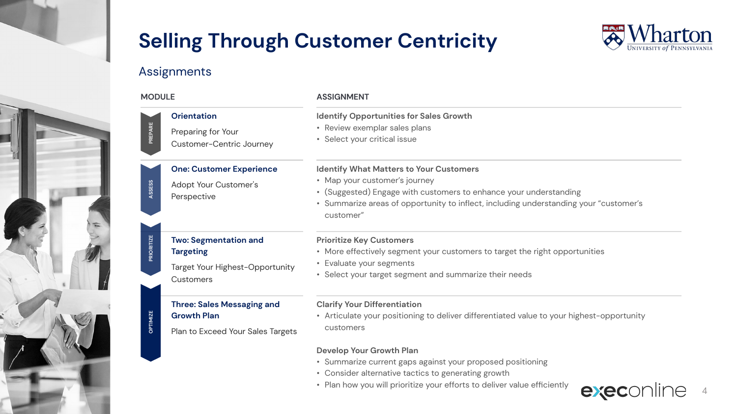# Selling Through Customer Centricity

## Assignments

| | MODULE | ASSIGNMENT |
|---|---|---|
| PREPARE | **Orientation**<br>Preparing for Your Customer-Centric Journey | **Identify Opportunities for Sales Growth**<br>• Review exemplar sales plans<br>• Select your critical issue |
| ASSESS | **One: Customer Experience**<br>Adopt Your Customer's Perspective | **Identify What Matters to Your Customers**<br>• Map your customer's journey<br>• (Suggested) Engage with customers to enhance your understanding<br>• Summarize areas of opportunity to inflect, including understanding your "customer's customer" |
| PRIORITIZE | **Two: Segmentation and Targeting**<br>Target Your Highest-Opportunity Customers | **Prioritize Key Customers**<br>• More effectively segment your customers to target the right opportunities<br>• Evaluate your segments<br>• Select your target segment and summarize their needs |
| OPTIMIZE | **Three: Sales Messaging and Growth Plan**<br>Plan to Exceed Your Sales Targets | **Clarify Your Differentiation**<br>• Articulate your positioning to deliver differentiated value to your highest-opportunity customers<br><br>**Develop Your Growth Plan**<br>• Summarize current gaps against your proposed positioning<br>• Consider alternative tactics to generating growth<br>• Plan how you will prioritize your efforts to deliver value efficiently |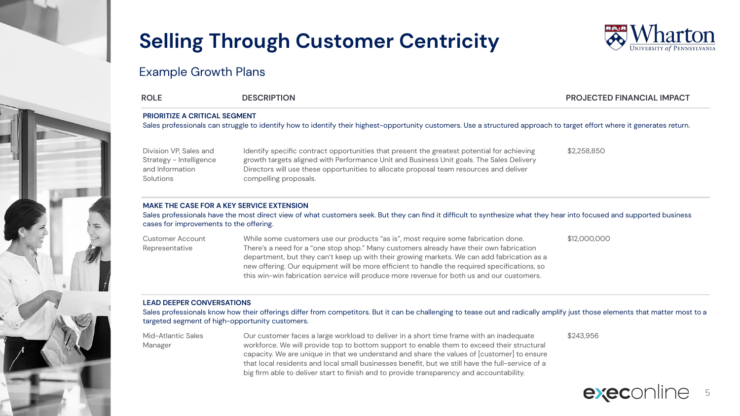# Selling Through Customer Centricity

## Example Growth Plans

| ROLE | DESCRIPTION | PROJECTED FINANCIAL IMPACT |
| --- | --- | --- |
| **PRIORITIZE A CRITICAL SEGMENT**<br>Sales professionals can struggle to identify how to identify their highest-opportunity customers. Use a structured approach to target effort where it generates return. | | |
| Division VP, Sales and Strategy - Intelligence and Information Solutions | Identify specific contract opportunities that present the greatest potential for achieving growth targets aligned with Performance Unit and Business Unit goals. The Sales Delivery Directors will use these opportunities to allocate proposal team resources and deliver compelling proposals. | $2,258,850 |
| **MAKE THE CASE FOR A KEY SERVICE EXTENSION**<br>Sales professionals have the most direct view of what customers seek. But they can find it difficult to synthesize what they hear into focused and supported business cases for improvements to the offering. | | |
| Customer Account Representative | While some customers use our products "as is", most require some fabrication done. There's a need for a "one stop shop." Many customers already have their own fabrication department, but they can't keep up with their growing markets. We can add fabrication as a new offering. Our equipment will be more efficient to handle the required specifications, so this win-win fabrication service will produce more revenue for both us and our customers. | $12,000,000 |
| **LEAD DEEPER CONVERSATIONS**<br>Sales professionals know how their offerings differ from competitors. But it can be challenging to tease out and radically amplify just those elements that matter most to a targeted segment of high-opportunity customers. | | |
| Mid-Atlantic Sales Manager | Our customer faces a large workload to deliver in a short time frame with an inadequate workforce. We will provide top to bottom support to enable them to exceed their structural capacity. We are unique in that we understand and share the values of [customer] to ensure that local residents and local small businesses benefit, but we still have the full-service of a big firm able to deliver start to finish and to provide transparency and accountability. | $243,956 |